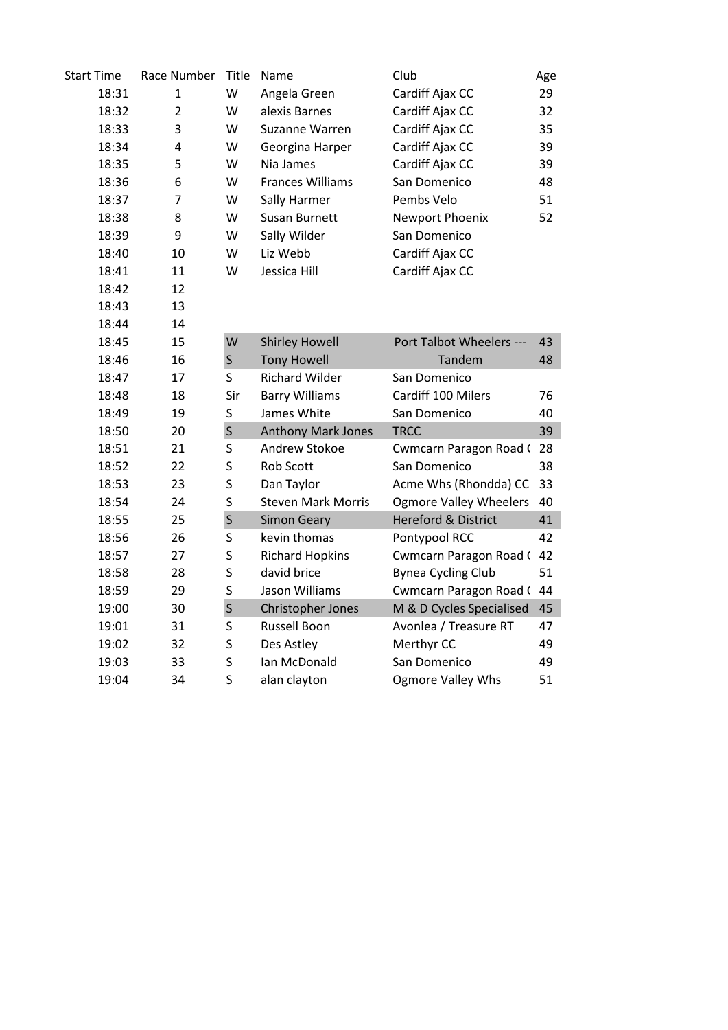| Start Time | Race Number | Title | Name | Club | Age |
|---|---|---|---|---|---|
| 18:31 | 1 | W | Angela Green | Cardiff Ajax CC | 29 |
| 18:32 | 2 | W | alexis Barnes | Cardiff Ajax CC | 32 |
| 18:33 | 3 | W | Suzanne Warren | Cardiff Ajax CC | 35 |
| 18:34 | 4 | W | Georgina Harper | Cardiff Ajax CC | 39 |
| 18:35 | 5 | W | Nia James | Cardiff Ajax CC | 39 |
| 18:36 | 6 | W | Frances Williams | San Domenico | 48 |
| 18:37 | 7 | W | Sally Harmer | Pembs Velo | 51 |
| 18:38 | 8 | W | Susan Burnett | Newport Phoenix | 52 |
| 18:39 | 9 | W | Sally Wilder | San Domenico | |
| 18:40 | 10 | W | Liz Webb | Cardiff Ajax CC | |
| 18:41 | 11 | W | Jessica Hill | Cardiff Ajax CC | |
| 18:42 | 12 | | | | |
| 18:43 | 13 | | | | |
| 18:44 | 14 | | | | |
| 18:45 | 15 | W | Shirley Howell | Port Talbot Wheelers --- | 43 |
| 18:46 | 16 | S | Tony Howell | Tandem | 48 |
| 18:47 | 17 | S | Richard Wilder | San Domenico | |
| 18:48 | 18 | Sir | Barry Williams | Cardiff 100 Milers | 76 |
| 18:49 | 19 | S | James White | San Domenico | 40 |
| 18:50 | 20 | S | Anthony Mark Jones | TRCC | 39 |
| 18:51 | 21 | S | Andrew Stokoe | Cwmcarn Paragon Road ( | 28 |
| 18:52 | 22 | S | Rob Scott | San Domenico | 38 |
| 18:53 | 23 | S | Dan Taylor | Acme Whs (Rhondda) CC | 33 |
| 18:54 | 24 | S | Steven Mark Morris | Ogmore Valley Wheelers | 40 |
| 18:55 | 25 | S | Simon Geary | Hereford & District | 41 |
| 18:56 | 26 | S | kevin thomas | Pontypool RCC | 42 |
| 18:57 | 27 | S | Richard Hopkins | Cwmcarn Paragon Road ( | 42 |
| 18:58 | 28 | S | david brice | Bynea Cycling Club | 51 |
| 18:59 | 29 | S | Jason Williams | Cwmcarn Paragon Road ( | 44 |
| 19:00 | 30 | S | Christopher Jones | M & D Cycles Specialised | 45 |
| 19:01 | 31 | S | Russell Boon | Avonlea / Treasure RT | 47 |
| 19:02 | 32 | S | Des Astley | Merthyr CC | 49 |
| 19:03 | 33 | S | Ian McDonald | San Domenico | 49 |
| 19:04 | 34 | S | alan clayton | Ogmore Valley Whs | 51 |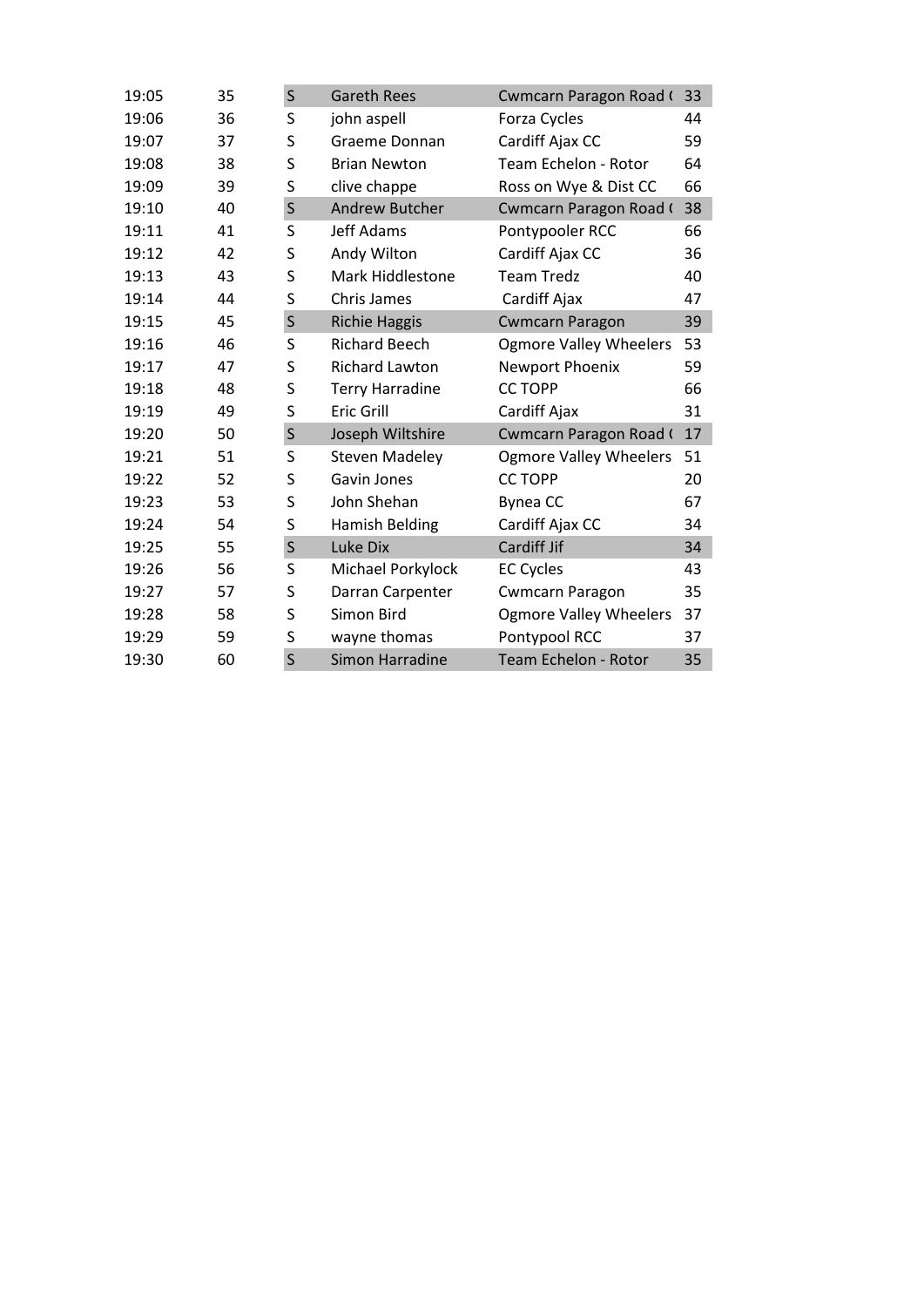| | | | | | |
|---|---|---|---|---|---|
| 19:05 | 35 | S | Gareth Rees | Cwmcarn Paragon Road ( | 33 |
| 19:06 | 36 | S | john aspell | Forza Cycles | 44 |
| 19:07 | 37 | S | Graeme Donnan | Cardiff Ajax CC | 59 |
| 19:08 | 38 | S | Brian Newton | Team Echelon - Rotor | 64 |
| 19:09 | 39 | S | clive chappe | Ross on Wye & Dist CC | 66 |
| 19:10 | 40 | S | Andrew Butcher | Cwmcarn Paragon Road ( | 38 |
| 19:11 | 41 | S | Jeff Adams | Pontypooler RCC | 66 |
| 19:12 | 42 | S | Andy Wilton | Cardiff Ajax CC | 36 |
| 19:13 | 43 | S | Mark Hiddlestone | Team Tredz | 40 |
| 19:14 | 44 | S | Chris James | Cardiff Ajax | 47 |
| 19:15 | 45 | S | Richie Haggis | Cwmcarn Paragon | 39 |
| 19:16 | 46 | S | Richard Beech | Ogmore Valley Wheelers | 53 |
| 19:17 | 47 | S | Richard Lawton | Newport Phoenix | 59 |
| 19:18 | 48 | S | Terry Harradine | CC TOPP | 66 |
| 19:19 | 49 | S | Eric Grill | Cardiff Ajax | 31 |
| 19:20 | 50 | S | Joseph Wiltshire | Cwmcarn Paragon Road ( | 17 |
| 19:21 | 51 | S | Steven Madeley | Ogmore Valley Wheelers | 51 |
| 19:22 | 52 | S | Gavin Jones | CC TOPP | 20 |
| 19:23 | 53 | S | John Shehan | Bynea CC | 67 |
| 19:24 | 54 | S | Hamish Belding | Cardiff Ajax CC | 34 |
| 19:25 | 55 | S | Luke Dix | Cardiff Jif | 34 |
| 19:26 | 56 | S | Michael Porkylock | EC Cycles | 43 |
| 19:27 | 57 | S | Darran Carpenter | Cwmcarn Paragon | 35 |
| 19:28 | 58 | S | Simon Bird | Ogmore Valley Wheelers | 37 |
| 19:29 | 59 | S | wayne thomas | Pontypool RCC | 37 |
| 19:30 | 60 | S | Simon Harradine | Team Echelon - Rotor | 35 |